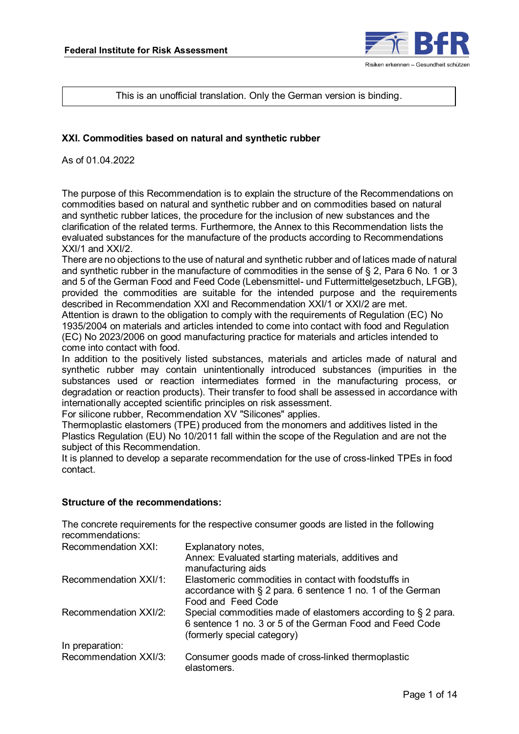This is an unofficial translation. Only the German version is binding.

## XXI. Commodities based on natural and synthetic rubber

As of 01.04.2022

The purpose of this Recommendation is to explain the structure of the Recommendations on commodities based on natural and synthetic rubber and on commodities based on natural and synthetic rubber latices, the procedure for the inclusion of new substances and the clarification of the related terms. Furthermore, the Annex to this Recommendation lists the evaluated substances for the manufacture of the products according to Recommendations XXI/1 and XXI/2.

There are no objections to the use of natural and synthetic rubber and of latices made of natural and synthetic rubber in the manufacture of commodities in the sense of § 2, Para 6 No. 1 or 3 and 5 of the German Food and Feed Code (Lebensmittel- und Futtermittelgesetzbuch, LFGB), provided the commodities are suitable for the intended purpose and the requirements described in Recommendation XXI and Recommendation XXI/1 or XXI/2 are met.

Attention is drawn to the obligation to comply with the requirements of Regulation (EC) No 1935/2004 on materials and articles intended to come into contact with food and Regulation (EC) No 2023/2006 on good manufacturing practice for materials and articles intended to come into contact with food.

In addition to the positively listed substances, materials and articles made of natural and synthetic rubber may contain unintentionally introduced substances (impurities in the substances used or reaction intermediates formed in the manufacturing process, or degradation or reaction products). Their transfer to food shall be assessed in accordance with internationally accepted scientific principles on risk assessment.

For silicone rubber, Recommendation XV "Silicones" applies.

Thermoplastic elastomers (TPE) produced from the monomers and additives listed in the Plastics Regulation (EU) No 10/2011 fall within the scope of the Regulation and are not the subject of this Recommendation.

It is planned to develop a separate recommendation for the use of cross-linked TPEs in food contact.

### Structure of the recommendations:

The concrete requirements for the respective consumer goods are listed in the following recommendations:

| | |
|---|---|
| Recommendation XXI: | Explanatory notes,<br>Annex: Evaluated starting materials, additives and manufacturing aids |
| Recommendation XXI/1: | Elastomeric commodities in contact with foodstuffs in accordance with § 2 para. 6 sentence 1 no. 1 of the German Food and Feed Code |
| Recommendation XXI/2: | Special commodities made of elastomers according to § 2 para. 6 sentence 1 no. 3 or 5 of the German Food and Feed Code (formerly special category) |
| In preparation:<br>Recommendation XXI/3: | Consumer goods made of cross-linked thermoplastic elastomers. |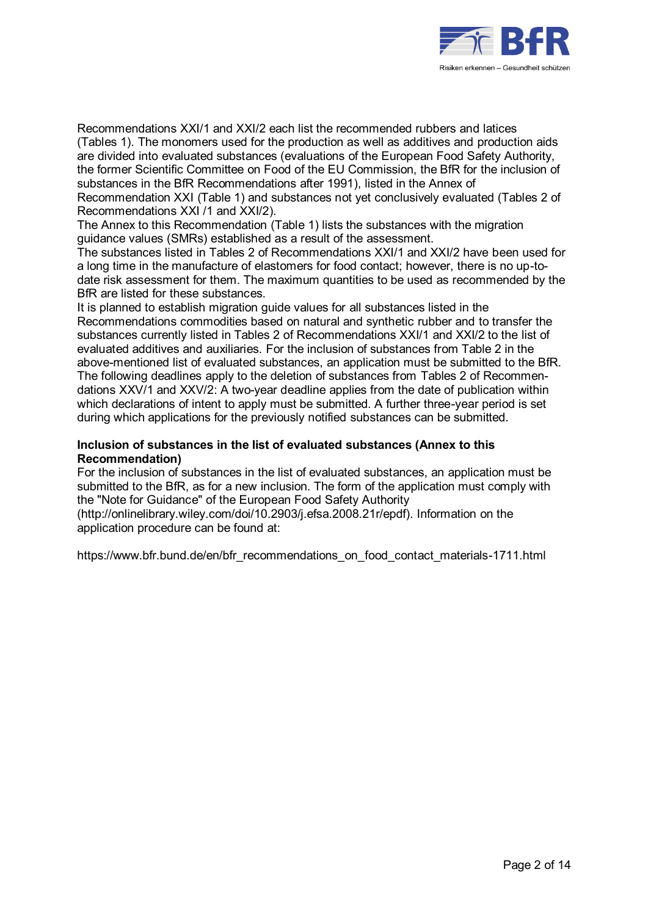Recommendations XXI/1 and XXI/2 each list the recommended rubbers and latices (Tables 1). The monomers used for the production as well as additives and production aids are divided into evaluated substances (evaluations of the European Food Safety Authority, the former Scientific Committee on Food of the EU Commission, the BfR for the inclusion of substances in the BfR Recommendations after 1991), listed in the Annex of Recommendation XXI (Table 1) and substances not yet conclusively evaluated (Tables 2 of Recommendations XXI /1 and XXI/2).
The Annex to this Recommendation (Table 1) lists the substances with the migration guidance values (SMRs) established as a result of the assessment.
The substances listed in Tables 2 of Recommendations XXI/1 and XXI/2 have been used for a long time in the manufacture of elastomers for food contact; however, there is no up-to-date risk assessment for them. The maximum quantities to be used as recommended by the BfR are listed for these substances.
It is planned to establish migration guide values for all substances listed in the Recommendations commodities based on natural and synthetic rubber and to transfer the substances currently listed in Tables 2 of Recommendations XXI/1 and XXI/2 to the list of evaluated additives and auxiliaries. For the inclusion of substances from Table 2 in the above-mentioned list of evaluated substances, an application must be submitted to the BfR. The following deadlines apply to the deletion of substances from Tables 2 of Recommendations XXV/1 and XXV/2: A two-year deadline applies from the date of publication within which declarations of intent to apply must be submitted. A further three-year period is set during which applications for the previously notified substances can be submitted.

**Inclusion of substances in the list of evaluated substances (Annex to this Recommendation)**
For the inclusion of substances in the list of evaluated substances, an application must be submitted to the BfR, as for a new inclusion. The form of the application must comply with the "Note for Guidance" of the European Food Safety Authority (http://onlinelibrary.wiley.com/doi/10.2903/j.efsa.2008.21r/epdf). Information on the application procedure can be found at:

https://www.bfr.bund.de/en/bfr_recommendations_on_food_contact_materials-1711.html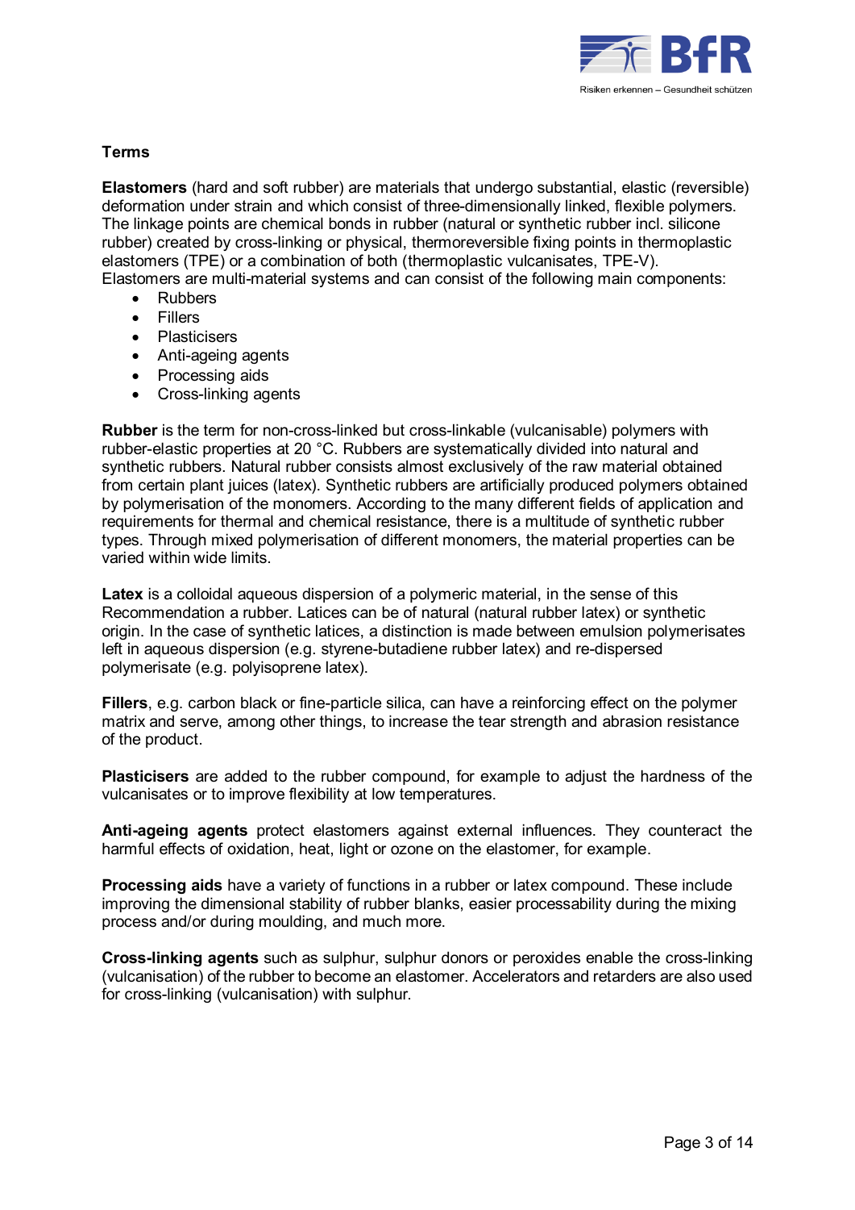## Terms

**Elastomers** (hard and soft rubber) are materials that undergo substantial, elastic (reversible) deformation under strain and which consist of three-dimensionally linked, flexible polymers. The linkage points are chemical bonds in rubber (natural or synthetic rubber incl. silicone rubber) created by cross-linking or physical, thermoreversible fixing points in thermoplastic elastomers (TPE) or a combination of both (thermoplastic vulcanisates, TPE-V). Elastomers are multi-material systems and can consist of the following main components:

- Rubbers
- Fillers
- Plasticisers
- Anti-ageing agents
- Processing aids
- Cross-linking agents

**Rubber** is the term for non-cross-linked but cross-linkable (vulcanisable) polymers with rubber-elastic properties at 20 °C. Rubbers are systematically divided into natural and synthetic rubbers. Natural rubber consists almost exclusively of the raw material obtained from certain plant juices (latex). Synthetic rubbers are artificially produced polymers obtained by polymerisation of the monomers. According to the many different fields of application and requirements for thermal and chemical resistance, there is a multitude of synthetic rubber types. Through mixed polymerisation of different monomers, the material properties can be varied within wide limits.

**Latex** is a colloidal aqueous dispersion of a polymeric material, in the sense of this Recommendation a rubber. Latices can be of natural (natural rubber latex) or synthetic origin. In the case of synthetic latices, a distinction is made between emulsion polymerisates left in aqueous dispersion (e.g. styrene-butadiene rubber latex) and re-dispersed polymerisate (e.g. polyisoprene latex).

**Fillers**, e.g. carbon black or fine-particle silica, can have a reinforcing effect on the polymer matrix and serve, among other things, to increase the tear strength and abrasion resistance of the product.

**Plasticisers** are added to the rubber compound, for example to adjust the hardness of the vulcanisates or to improve flexibility at low temperatures.

**Anti-ageing agents** protect elastomers against external influences. They counteract the harmful effects of oxidation, heat, light or ozone on the elastomer, for example.

**Processing aids** have a variety of functions in a rubber or latex compound. These include improving the dimensional stability of rubber blanks, easier processability during the mixing process and/or during moulding, and much more.

**Cross-linking agents** such as sulphur, sulphur donors or peroxides enable the cross-linking (vulcanisation) of the rubber to become an elastomer. Accelerators and retarders are also used for cross-linking (vulcanisation) with sulphur.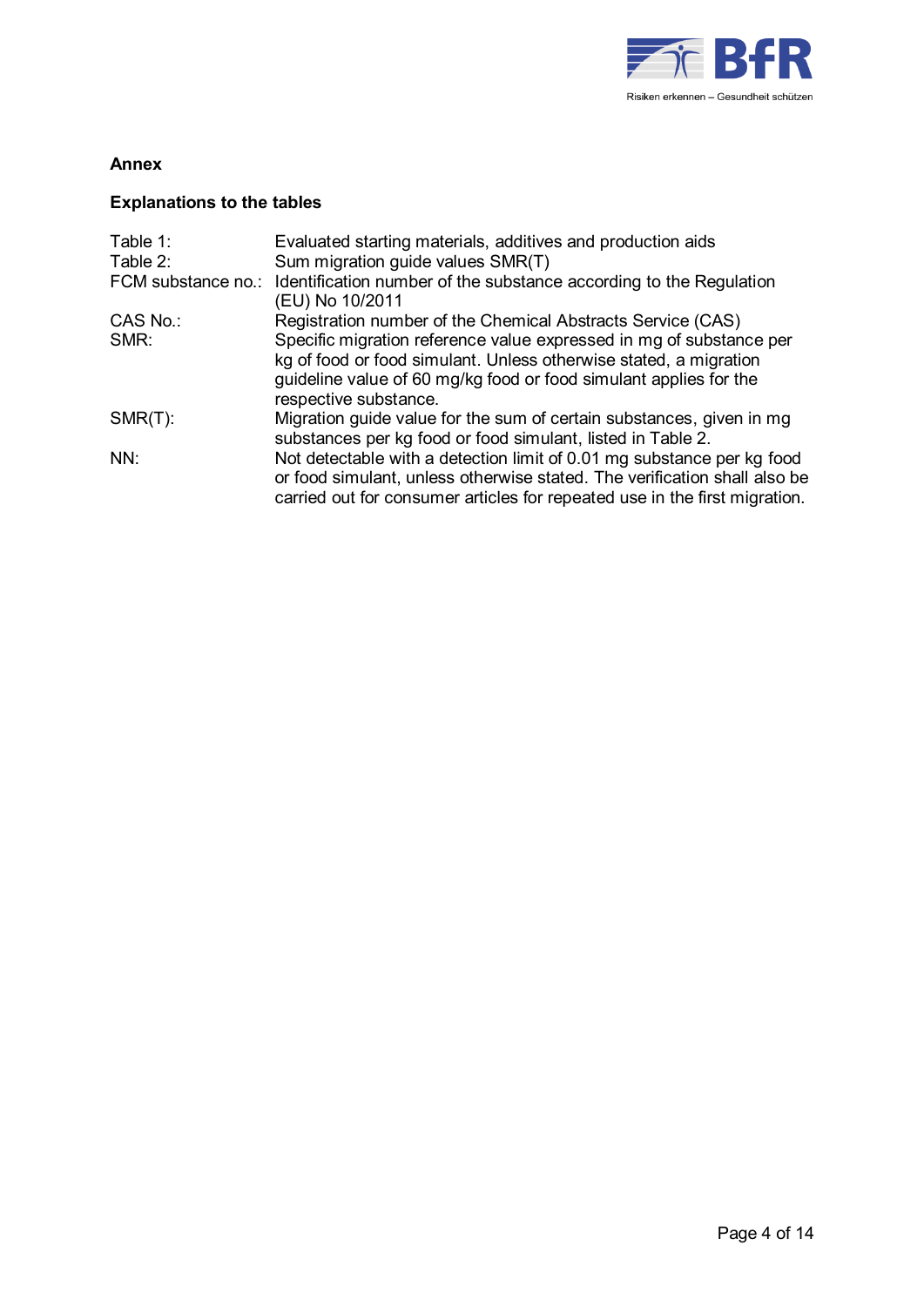## Annex

### Explanations to the tables

| | |
|---|---|
| Table 1: | Evaluated starting materials, additives and production aids |
| Table 2: | Sum migration guide values SMR(T) |
| FCM substance no.: | Identification number of the substance according to the Regulation (EU) No 10/2011 |
| CAS No.: | Registration number of the Chemical Abstracts Service (CAS) |
| SMR: | Specific migration reference value expressed in mg of substance per kg of food or food simulant. Unless otherwise stated, a migration guideline value of 60 mg/kg food or food simulant applies for the respective substance. |
| SMR(T): | Migration guide value for the sum of certain substances, given in mg substances per kg food or food simulant, listed in Table 2. |
| NN: | Not detectable with a detection limit of 0.01 mg substance per kg food or food simulant, unless otherwise stated. The verification shall also be carried out for consumer articles for repeated use in the first migration. |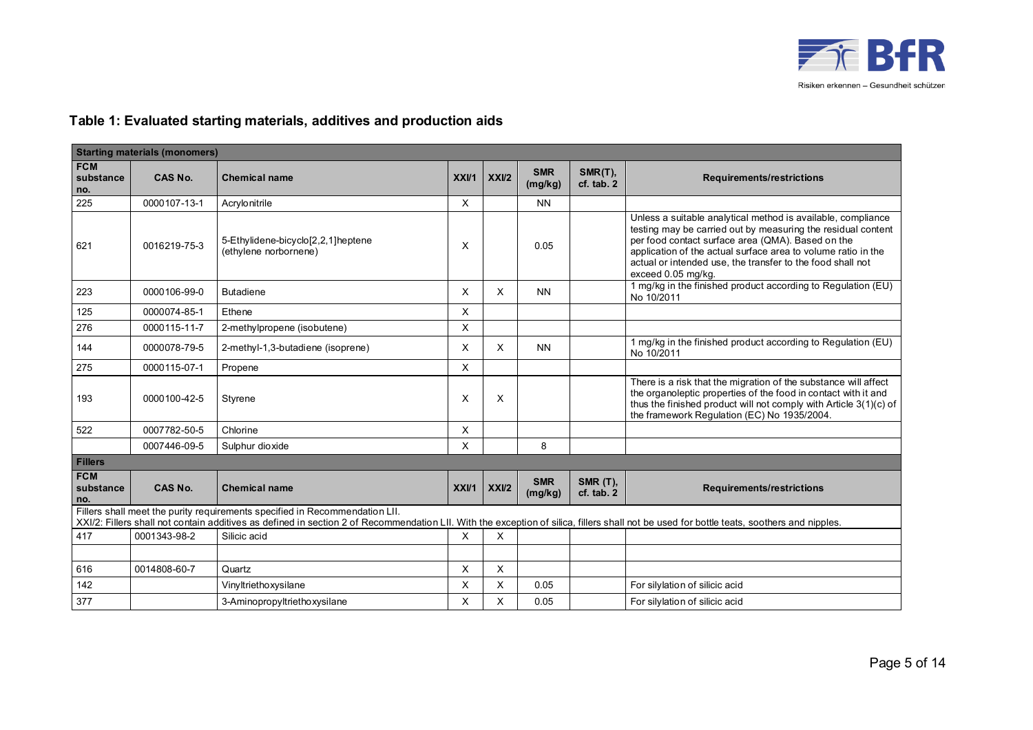## Table 1: Evaluated starting materials, additives and production aids

| FCM substance no. | CAS No. | Chemical name | XXI/1 | XXI/2 | SMR (mg/kg) | SMR(T), cf. tab. 2 | Requirements/restrictions |
|---|---|---|---|---|---|---|---|
| **Starting materials (monomers)** | | | | | | | |
| 225 | 0000107-13-1 | Acrylonitrile | X | | NN | | |
| 621 | 0016219-75-3 | 5-Ethylidene-bicyclo[2,2,1]heptene (ethylene norbornene) | X | | 0.05 | | Unless a suitable analytical method is available, compliance testing may be carried out by measuring the residual content per food contact surface area (QMA). Based on the application of the actual surface area to volume ratio in the actual or intended use, the transfer to the food shall not exceed 0.05 mg/kg. |
| 223 | 0000106-99-0 | Butadiene | X | X | NN | | 1 mg/kg in the finished product according to Regulation (EU) No 10/2011 |
| 125 | 0000074-85-1 | Ethene | X | | | | |
| 276 | 0000115-11-7 | 2-methylpropene (isobutene) | X | | | | |
| 144 | 0000078-79-5 | 2-methyl-1,3-butadiene (isoprene) | X | X | NN | | 1 mg/kg in the finished product according to Regulation (EU) No 10/2011 |
| 275 | 0000115-07-1 | Propene | X | | | | |
| 193 | 0000100-42-5 | Styrene | X | X | | | There is a risk that the migration of the substance will affect the organoleptic properties of the food in contact with it and thus the finished product will not comply with Article 3(1)(c) of the framework Regulation (EC) No 1935/2004. |
| 522 | 0007782-50-5 | Chlorine | X | | | | |
| | 0007446-09-5 | Sulphur dioxide | X | | 8 | | |
| **Fillers** | | | | | | | |
| **FCM substance no.** | **CAS No.** | **Chemical name** | **XXI/1** | **XXI/2** | **SMR (mg/kg)** | **SMR (T), cf. tab. 2** | **Requirements/restrictions** |
| Fillers shall meet the purity requirements specified in Recommendation LII. XXI/2: Fillers shall not contain additives as defined in section 2 of Recommendation LII. With the exception of silica, fillers shall not be used for bottle teats, soothers and nipples. | | | | | | | |
| 417 | 0001343-98-2 | Silicic acid | X | X | | | |
| | | | | | | | |
| 616 | 0014808-60-7 | Quartz | X | X | | | |
| 142 | | Vinyltriethoxysilane | X | X | 0.05 | | For silylation of silicic acid |
| 377 | | 3-Aminopropyltriethoxysilane | X | X | 0.05 | | For silylation of silicic acid |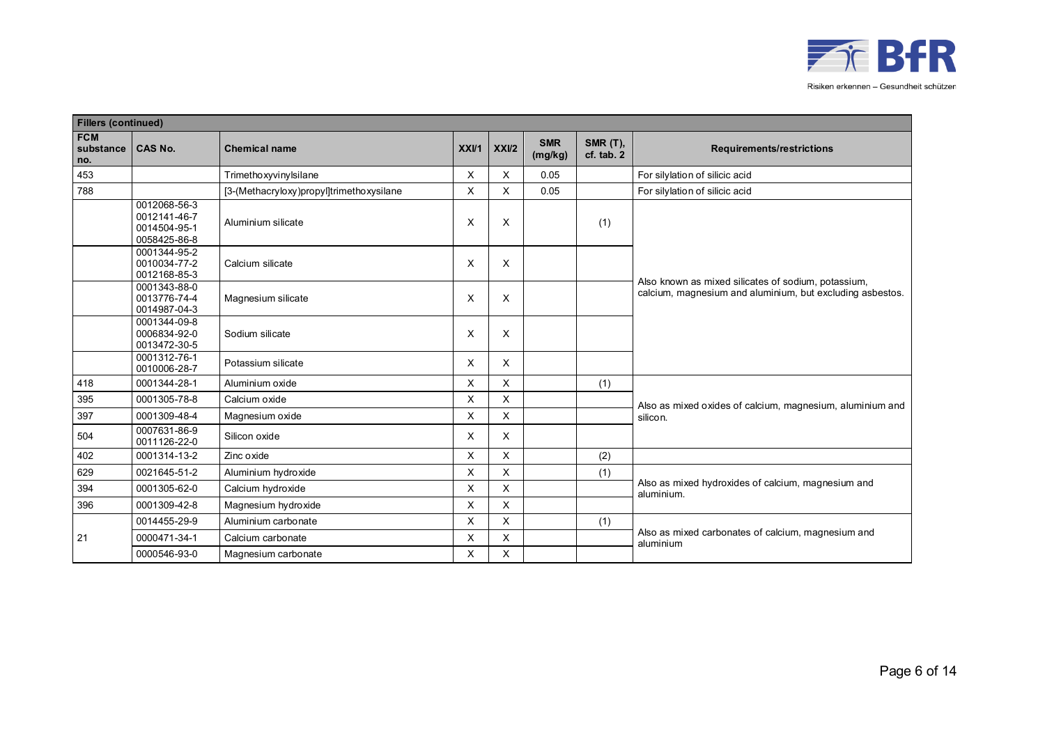| Fillers (continued) | | | | | | | |
|---|---|---|---|---|---|---|---|
| **FCM substance no.** | **CAS No.** | **Chemical name** | **XXI/1** | **XXI/2** | **SMR (mg/kg)** | **SMR (T), cf. tab. 2** | **Requirements/restrictions** |
| 453 | | Trimethoxyvinylsilane | X | X | 0.05 | | For silylation of silicic acid |
| 788 | | [3-(Methacryloxy)propyl]trimethoxysilane | X | X | 0.05 | | For silylation of silicic acid |
| | 0012068-56-3 0012141-46-7 0014504-95-1 0058425-86-8 | Aluminium silicate | X | X | | (1) | Also known as mixed silicates of sodium, potassium, calcium, magnesium and aluminium, but excluding asbestos. |
| | 0001344-95-2 0010034-77-2 0012168-85-3 | Calcium silicate | X | X | | | |
| | 0001343-88-0 0013776-74-4 0014987-04-3 | Magnesium silicate | X | X | | | |
| | 0001344-09-8 0006834-92-0 0013472-30-5 | Sodium silicate | X | X | | | |
| | 0001312-76-1 0010006-28-7 | Potassium silicate | X | X | | | |
| 418 | 0001344-28-1 | Aluminium oxide | X | X | | (1) | Also as mixed oxides of calcium, magnesium, aluminium and silicon. |
| 395 | 0001305-78-8 | Calcium oxide | X | X | | | |
| 397 | 0001309-48-4 | Magnesium oxide | X | X | | | |
| 504 | 0007631-86-9 0011126-22-0 | Silicon oxide | X | X | | | |
| 402 | 0001314-13-2 | Zinc oxide | X | X | | (2) | |
| 629 | 0021645-51-2 | Aluminium hydroxide | X | X | | (1) | Also as mixed hydroxides of calcium, magnesium and aluminium. |
| 394 | 0001305-62-0 | Calcium hydroxide | X | X | | | |
| 396 | 0001309-42-8 | Magnesium hydroxide | X | X | | | |
| 21 | 0014455-29-9 | Aluminium carbonate | X | X | | (1) | Also as mixed carbonates of calcium, magnesium and aluminium |
| | 0000471-34-1 | Calcium carbonate | X | X | | | |
| | 0000546-93-0 | Magnesium carbonate | X | X | | | |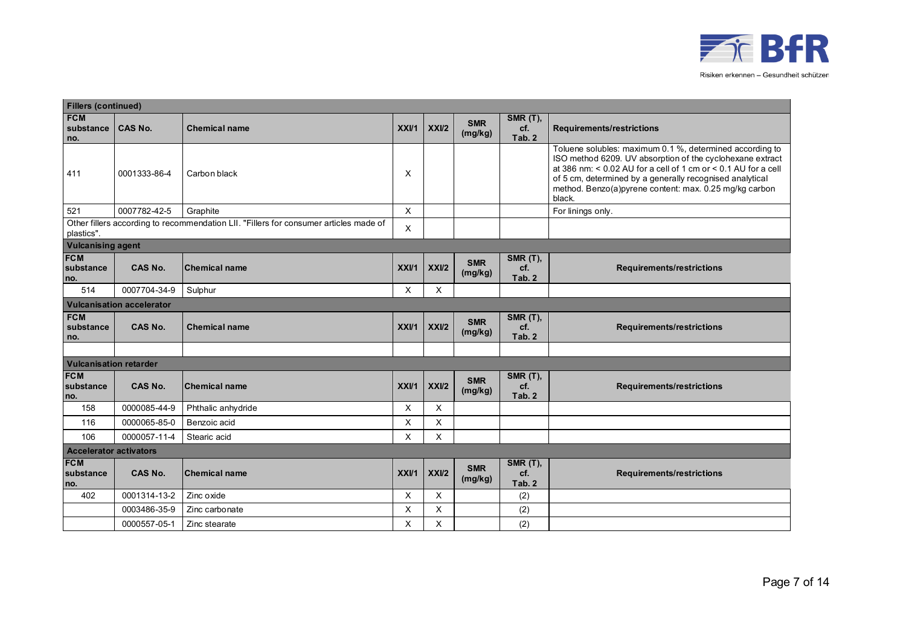| Fillers (continued) | | | | | | | |
|---|---|---|---|---|---|---|---|
| FCM substance no. | CAS No. | Chemical name | XXI/1 | XXI/2 | SMR (mg/kg) | SMR (T), cf. Tab. 2 | Requirements/restrictions |
| 411 | 0001333-86-4 | Carbon black | X | | | | Toluene solubles: maximum 0.1 %, determined according to ISO method 6209. UV absorption of the cyclohexane extract at 386 nm: < 0.02 AU for a cell of 1 cm or < 0.1 AU for a cell of 5 cm, determined by a generally recognised analytical method. Benzo(a)pyrene content: max. 0.25 mg/kg carbon black. |
| 521 | 0007782-42-5 | Graphite | X | | | | For linings only. |
| Other fillers according to recommendation LII. "Fillers for consumer articles made of plastics". | | | X | | | | |

| Vulcanising agent | | | | | | | |
|---|---|---|---|---|---|---|---|
| FCM substance no. | CAS No. | Chemical name | XXI/1 | XXI/2 | SMR (mg/kg) | SMR (T), cf. Tab. 2 | Requirements/restrictions |
| 514 | 0007704-34-9 | Sulphur | X | X | | | |

| Vulcanisation accelerator | | | | | | | |
|---|---|---|---|---|---|---|---|
| FCM substance no. | CAS No. | Chemical name | XXI/1 | XXI/2 | SMR (mg/kg) | SMR (T), cf. Tab. 2 | Requirements/restrictions |
| | | | | | | | |

| Vulcanisation retarder | | | | | | | |
|---|---|---|---|---|---|---|---|
| FCM substance no. | CAS No. | Chemical name | XXI/1 | XXI/2 | SMR (mg/kg) | SMR (T), cf. Tab. 2 | Requirements/restrictions |
| 158 | 0000085-44-9 | Phthalic anhydride | X | X | | | |
| 116 | 0000065-85-0 | Benzoic acid | X | X | | | |
| 106 | 0000057-11-4 | Stearic acid | X | X | | | |

| Accelerator activators | | | | | | | |
|---|---|---|---|---|---|---|---|
| FCM substance no. | CAS No. | Chemical name | XXI/1 | XXI/2 | SMR (mg/kg) | SMR (T), cf. Tab. 2 | Requirements/restrictions |
| 402 | 0001314-13-2 | Zinc oxide | X | X | | (2) | |
| | 0003486-35-9 | Zinc carbonate | X | X | | (2) | |
| | 0000557-05-1 | Zinc stearate | X | X | | (2) | |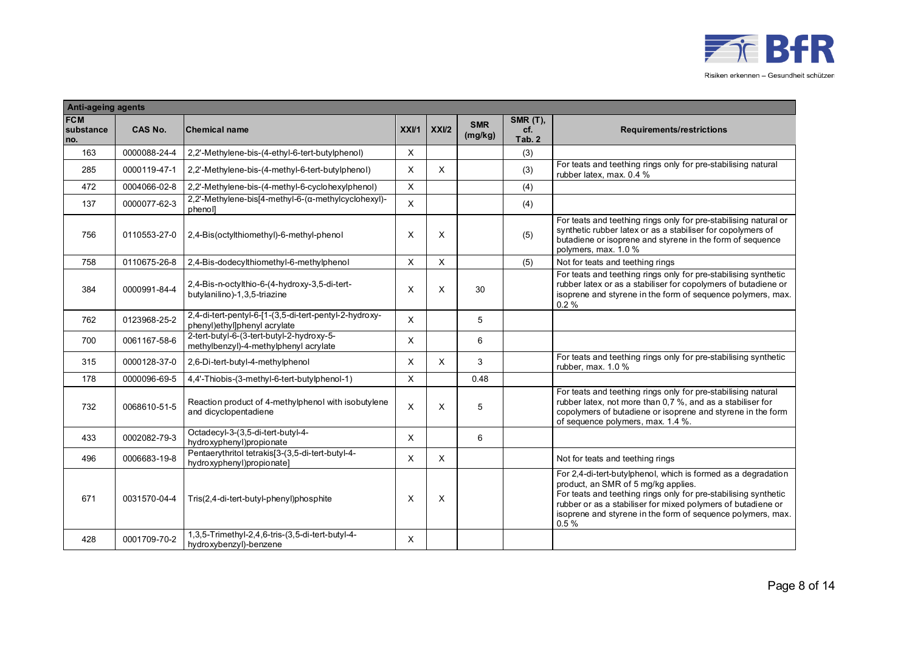| Anti-ageing agents | | | | | | | |
|---|---|---|---|---|---|---|---|
| FCM substance no. | CAS No. | Chemical name | XXI/1 | XXI/2 | SMR (mg/kg) | SMR (T), cf. Tab. 2 | Requirements/restrictions |
| 163 | 0000088-24-4 | 2,2'-Methylene-bis-(4-ethyl-6-tert-butylphenol) | X | | | (3) | |
| 285 | 0000119-47-1 | 2,2'-Methylene-bis-(4-methyl-6-tert-butylphenol) | X | X | | (3) | For teats and teething rings only for pre-stabilising natural rubber latex, max. 0.4 % |
| 472 | 0004066-02-8 | 2,2'-Methylene-bis-(4-methyl-6-cyclohexylphenol) | X | | | (4) | |
| 137 | 0000077-62-3 | 2,2'-Methylene-bis[4-methyl-6-(α-methylcyclohexyl)-phenol] | X | | | (4) | |
| 756 | 0110553-27-0 | 2,4-Bis(octylthiomethyl)-6-methyl-phenol | X | X | | (5) | For teats and teething rings only for pre-stabilising natural or synthetic rubber latex or as a stabiliser for copolymers of butadiene or isoprene and styrene in the form of sequence polymers, max. 1.0 % |
| 758 | 0110675-26-8 | 2,4-Bis-dodecylthiomethyl-6-methylphenol | X | X | | (5) | Not for teats and teething rings |
| 384 | 0000991-84-4 | 2,4-Bis-n-octylthio-6-(4-hydroxy-3,5-di-tert-butylanilino)-1,3,5-triazine | X | X | 30 | | For teats and teething rings only for pre-stabilising synthetic rubber latex or as a stabiliser for copolymers of butadiene or isoprene and styrene in the form of sequence polymers, max. 0.2 % |
| 762 | 0123968-25-2 | 2,4-di-tert-pentyl-6-[1-(3,5-di-tert-pentyl-2-hydroxy-phenyl)ethyl]phenyl acrylate | X | | 5 | | |
| 700 | 0061167-58-6 | 2-tert-butyl-6-(3-tert-butyl-2-hydroxy-5-methylbenzyl)-4-methylphenyl acrylate | X | | 6 | | |
| 315 | 0000128-37-0 | 2,6-Di-tert-butyl-4-methylphenol | X | X | 3 | | For teats and teething rings only for pre-stabilising synthetic rubber, max. 1.0 % |
| 178 | 0000096-69-5 | 4,4'-Thiobis-(3-methyl-6-tert-butylphenol-1) | X | | 0.48 | | |
| 732 | 0068610-51-5 | Reaction product of 4-methylphenol with isobutylene and dicyclopentadiene | X | X | 5 | | For teats and teething rings only for pre-stabilising natural rubber latex, not more than 0,7 %, and as a stabiliser for copolymers of butadiene or isoprene and styrene in the form of sequence polymers, max. 1.4 %. |
| 433 | 0002082-79-3 | Octadecyl-3-(3,5-di-tert-butyl-4-hydroxyphenyl)propionate | X | | 6 | | |
| 496 | 0006683-19-8 | Pentaerythritol tetrakis[3-(3,5-di-tert-butyl-4-hydroxyphenyl)propionate] | X | X | | | Not for teats and teething rings |
| 671 | 0031570-04-4 | Tris(2,4-di-tert-butyl-phenyl)phosphite | X | X | | | For 2,4-di-tert-butylphenol, which is formed as a degradation product, an SMR of 5 mg/kg applies. For teats and teething rings only for pre-stabilising synthetic rubber or as a stabiliser for mixed polymers of butadiene or isoprene and styrene in the form of sequence polymers, max. 0.5 % |
| 428 | 0001709-70-2 | 1,3,5-Trimethyl-2,4,6-tris-(3,5-di-tert-butyl-4-hydroxybenzyl)-benzene | X | | | | |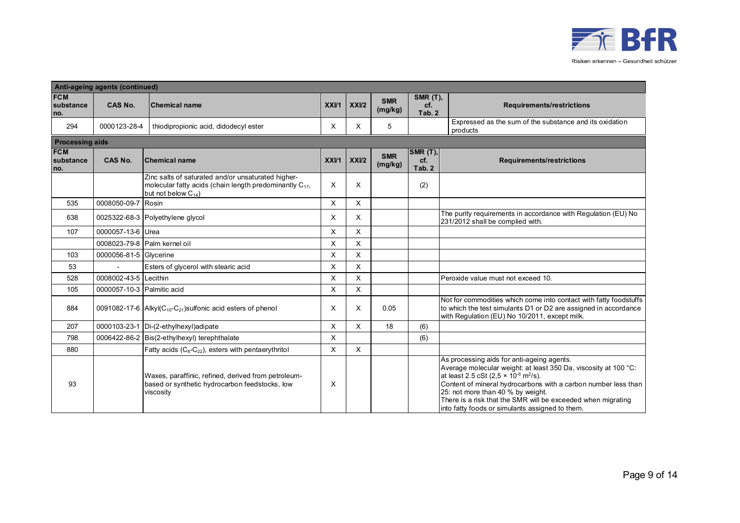| Anti-ageing agents (continued) | | | | | | | |
|---|---|---|---|---|---|---|---|
| **FCM substance no.** | **CAS No.** | **Chemical name** | **XXI/1** | **XXI/2** | **SMR (mg/kg)** | **SMR (T), cf. Tab. 2** | **Requirements/restrictions** |
| 294 | 0000123-28-4 | thiodipropionic acid, didodecyl ester | X | X | 5 | | Expressed as the sum of the substance and its oxidation products |

| Processing aids | | | | | | | |
|---|---|---|---|---|---|---|---|
| **FCM substance no.** | **CAS No.** | **Chemical name** | **XXI/1** | **XXI/2** | **SMR (mg/kg)** | **SMR (T), cf. Tab. 2** | **Requirements/restrictions** |
| | | Zinc salts of saturated and/or unsaturated higher-molecular fatty acids (chain length predominantly $C_{17}$, but not below $C_{14}$) | X | X | | (2) | |
| 535 | 0008050-09-7 | Rosin | X | X | | | |
| 638 | 0025322-68-3 | Polyethylene glycol | X | X | | | The purity requirements in accordance with Regulation (EU) No 231/2012 shall be complied with. |
| 107 | 0000057-13-6 | Urea | X | X | | | |
| | 0008023-79-8 | Palm kernel oil | X | X | | | |
| 103 | 0000056-81-5 | Glycerine | X | X | | | |
| 53 | - | Esters of glycerol with stearic acid | X | X | | | |
| 528 | 0008002-43-5 | Lecithin | X | X | | | Peroxide value must not exceed 10. |
| 105 | 0000057-10-3 | Palmitic acid | X | X | | | |
| 884 | 0091082-17-6 | Alkyl($C_{10}$-$C_{21}$)sulfonic acid esters of phenol | X | X | 0.05 | | Not for commodities which come into contact with fatty foodstuffs to which the test simulants D1 or D2 are assigned in accordance with Regulation (EU) No 10/2011, except milk. |
| 207 | 0000103-23-1 | Di-(2-ethylhexyl)adipate | X | X | 18 | (6) | |
| 798 | 0006422-86-2 | Bis(2-ethylhexyl) terephthalate | X | | | (6) | |
| 880 | | Fatty acids ($C_8$-$C_{22}$), esters with pentaerythritol | X | X | | | |
| 93 | | Waxes, paraffinic, refined, derived from petroleum-based or synthetic hydrocarbon feedstocks, low viscosity | X | | | | As processing aids for anti-ageing agents. Average molecular weight: at least 350 Da, viscosity at 100 °C: at least 2.5 cSt ($2,5 \times 10^{-6}$ $m^2/s$). Content of mineral hydrocarbons with a carbon number less than 25: not more than 40 % by weight. There is a risk that the SMR will be exceeded when migrating into fatty foods or simulants assigned to them. |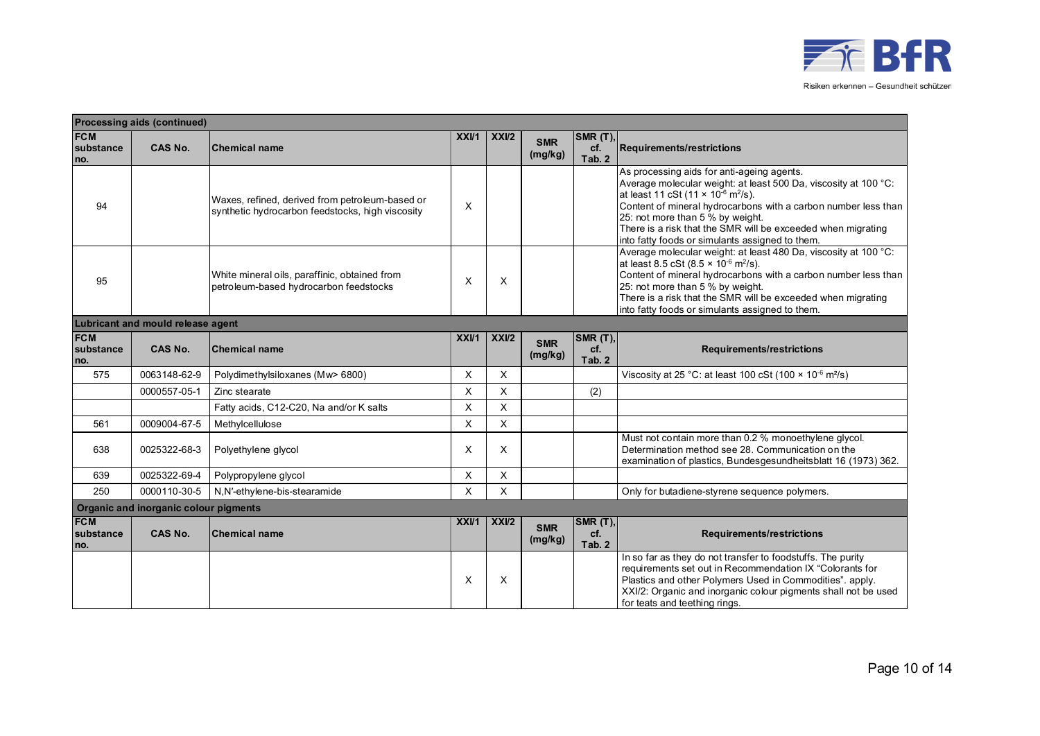**Processing aids (continued)**

| FCM substance no. | CAS No. | Chemical name | XXI/1 | XXI/2 | SMR (mg/kg) | SMR (T), cf. Tab. 2 | Requirements/restrictions |
|---|---|---|---|---|---|---|---|
| 94 | | Waxes, refined, derived from petroleum-based or synthetic hydrocarbon feedstocks, high viscosity | X | | | | As processing aids for anti-ageing agents. Average molecular weight: at least 500 Da, viscosity at 100 °C: at least 11 cSt ($11 \times 10^{-6}$ $m^2/s$). Content of mineral hydrocarbons with a carbon number less than 25: not more than 5 % by weight. There is a risk that the SMR will be exceeded when migrating into fatty foods or simulants assigned to them. |
| 95 | | White mineral oils, paraffinic, obtained from petroleum-based hydrocarbon feedstocks | X | X | | | Average molecular weight: at least 480 Da, viscosity at 100 °C: at least 8.5 cSt ($8.5 \times 10^{-6}$ $m^2/s$). Content of mineral hydrocarbons with a carbon number less than 25: not more than 5 % by weight. There is a risk that the SMR will be exceeded when migrating into fatty foods or simulants assigned to them. |

**Lubricant and mould release agent**

| FCM substance no. | CAS No. | Chemical name | XXI/1 | XXI/2 | SMR (mg/kg) | SMR (T), cf. Tab. 2 | Requirements/restrictions |
|---|---|---|---|---|---|---|---|
| 575 | 0063148-62-9 | Polydimethylsiloxanes (Mw> 6800) | X | X | | | Viscosity at 25 °C: at least 100 cSt ($100 \times 10^{-6}$ $m^2/s$) |
| | 0000557-05-1 | Zinc stearate | X | X | | (2) | |
| | | Fatty acids, C12-C20, Na and/or K salts | X | X | | | |
| 561 | 0009004-67-5 | Methylcellulose | X | X | | | |
| 638 | 0025322-68-3 | Polyethylene glycol | X | X | | | Must not contain more than 0.2 % monoethylene glycol. Determination method see 28. Communication on the examination of plastics, Bundesgesundheitsblatt 16 (1973) 362. |
| 639 | 0025322-69-4 | Polypropylene glycol | X | X | | | |
| 250 | 0000110-30-5 | N,N′-ethylene-bis-stearamide | X | X | | | Only for butadiene-styrene sequence polymers. |

**Organic and inorganic colour pigments**

| FCM substance no. | CAS No. | Chemical name | XXI/1 | XXI/2 | SMR (mg/kg) | SMR (T), cf. Tab. 2 | Requirements/restrictions |
|---|---|---|---|---|---|---|---|
| | | | X | X | | | In so far as they do not transfer to foodstuffs. The purity requirements set out in Recommendation IX "Colorants for Plastics and other Polymers Used in Commodities". apply. XXI/2: Organic and inorganic colour pigments shall not be used for teats and teething rings. |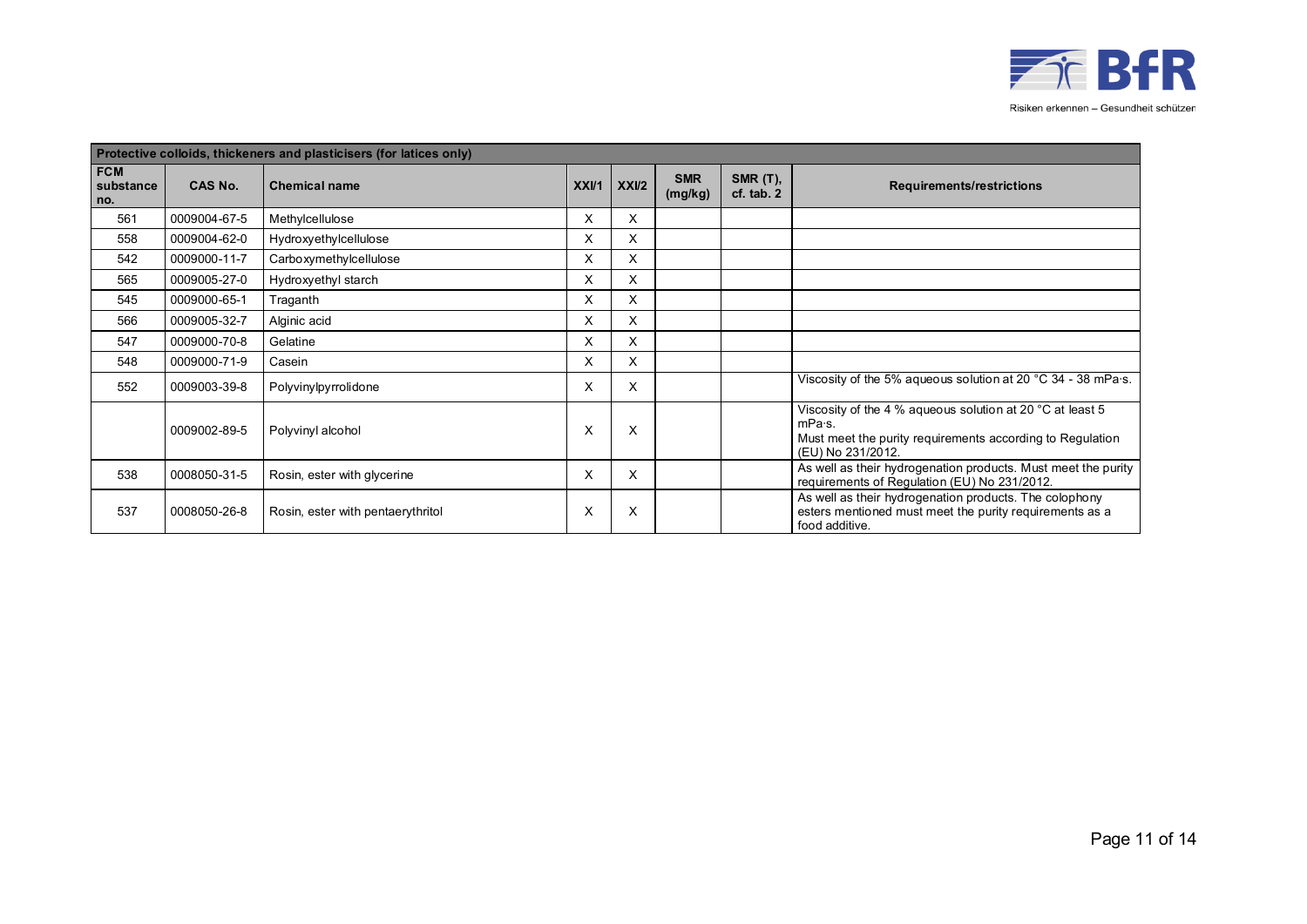| Protective colloids, thickeners and plasticisers (for latices only) | | | | | | | |
|---|---|---|---|---|---|---|---|
| FCM substance no. | CAS No. | Chemical name | XXI/1 | XXI/2 | SMR (mg/kg) | SMR (T), cf. tab. 2 | Requirements/restrictions |
| 561 | 0009004-67-5 | Methylcellulose | X | X | | | |
| 558 | 0009004-62-0 | Hydroxyethylcellulose | X | X | | | |
| 542 | 0009000-11-7 | Carboxymethylcellulose | X | X | | | |
| 565 | 0009005-27-0 | Hydroxyethyl starch | X | X | | | |
| 545 | 0009000-65-1 | Traganth | X | X | | | |
| 566 | 0009005-32-7 | Alginic acid | X | X | | | |
| 547 | 0009000-70-8 | Gelatine | X | X | | | |
| 548 | 0009000-71-9 | Casein | X | X | | | |
| 552 | 0009003-39-8 | Polyvinylpyrrolidone | X | X | | | Viscosity of the 5% aqueous solution at 20 °C 34 - 38 mPa·s. |
| | 0009002-89-5 | Polyvinyl alcohol | X | X | | | Viscosity of the 4 % aqueous solution at 20 °C at least 5 mPa·s. Must meet the purity requirements according to Regulation (EU) No 231/2012. |
| 538 | 0008050-31-5 | Rosin, ester with glycerine | X | X | | | As well as their hydrogenation products. Must meet the purity requirements of Regulation (EU) No 231/2012. |
| 537 | 0008050-26-8 | Rosin, ester with pentaerythritol | X | X | | | As well as their hydrogenation products. The colophony esters mentioned must meet the purity requirements as a food additive. |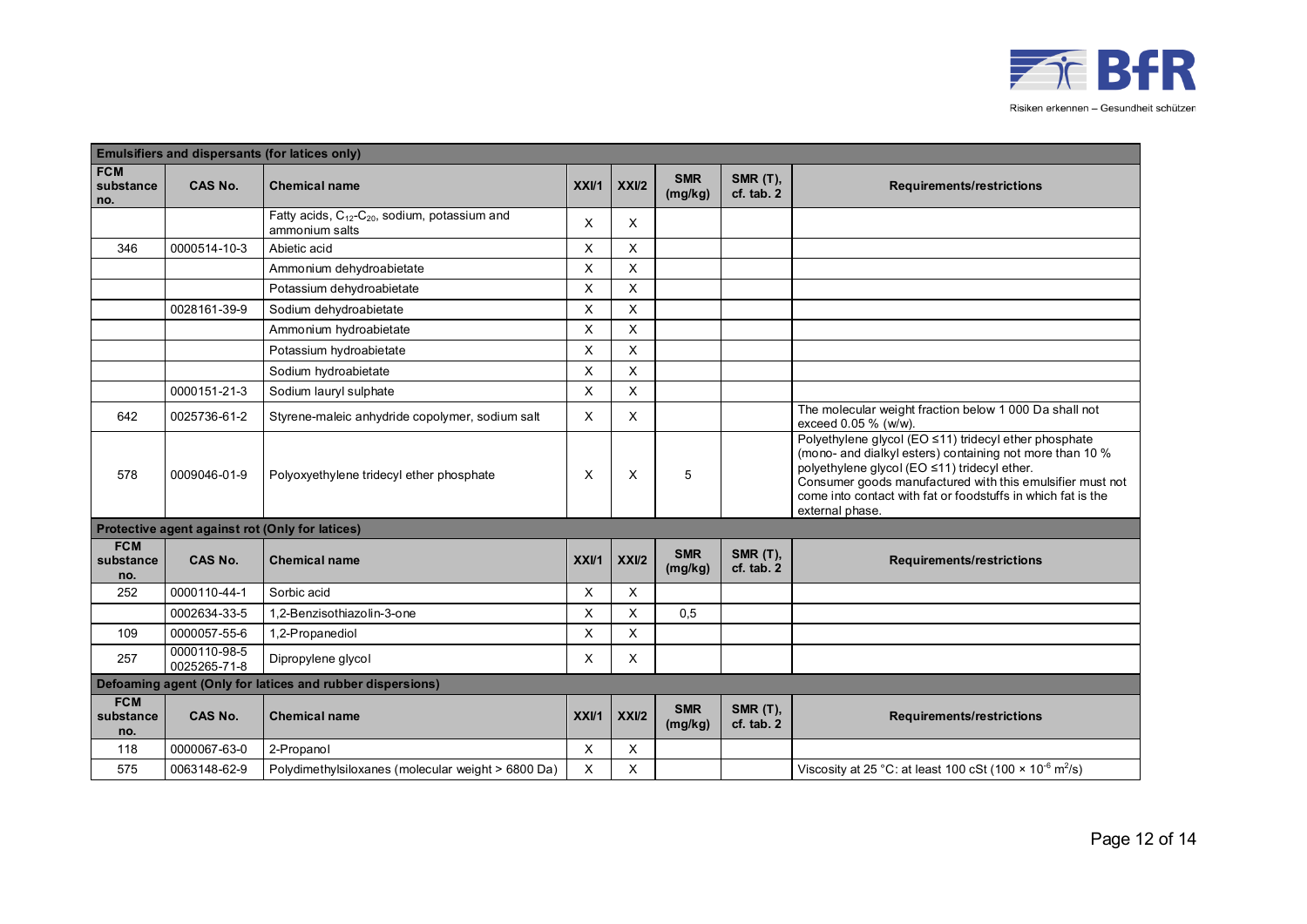| Emulsifiers and dispersants (for latices only) | | | | | | | |
|---|---|---|---|---|---|---|---|
| **FCM substance no.** | **CAS No.** | **Chemical name** | **XXI/1** | **XXI/2** | **SMR (mg/kg)** | **SMR (T), cf. tab. 2** | **Requirements/restrictions** |
| | | Fatty acids, $C_{12}$-$C_{20}$, sodium, potassium and ammonium salts | X | X | | | |
| 346 | 0000514-10-3 | Abietic acid | X | X | | | |
| | | Ammonium dehydroabietate | X | X | | | |
| | | Potassium dehydroabietate | X | X | | | |
| | 0028161-39-9 | Sodium dehydroabietate | X | X | | | |
| | | Ammonium hydroabietate | X | X | | | |
| | | Potassium hydroabietate | X | X | | | |
| | | Sodium hydroabietate | X | X | | | |
| | 0000151-21-3 | Sodium lauryl sulphate | X | X | | | |
| 642 | 0025736-61-2 | Styrene-maleic anhydride copolymer, sodium salt | X | X | | | The molecular weight fraction below 1 000 Da shall not exceed 0.05 % (w/w). |
| 578 | 0009046-01-9 | Polyoxyethylene tridecyl ether phosphate | X | X | 5 | | Polyethylene glycol (EO ≤11) tridecyl ether phosphate (mono- and dialkyl esters) containing not more than 10 % polyethylene glycol (EO ≤11) tridecyl ether. Consumer goods manufactured with this emulsifier must not come into contact with fat or foodstuffs in which fat is the external phase. |
| **Protective agent against rot (Only for latices)** | | | | | | | |
| **FCM substance no.** | **CAS No.** | **Chemical name** | **XXI/1** | **XXI/2** | **SMR (mg/kg)** | **SMR (T), cf. tab. 2** | **Requirements/restrictions** |
| 252 | 0000110-44-1 | Sorbic acid | X | X | | | |
| | 0002634-33-5 | 1,2-Benzisothiazolin-3-one | X | X | 0,5 | | |
| 109 | 0000057-55-6 | 1,2-Propanediol | X | X | | | |
| 257 | 0000110-98-5 0025265-71-8 | Dipropylene glycol | X | X | | | |
| **Defoaming agent (Only for latices and rubber dispersions)** | | | | | | | |
| **FCM substance no.** | **CAS No.** | **Chemical name** | **XXI/1** | **XXI/2** | **SMR (mg/kg)** | **SMR (T), cf. tab. 2** | **Requirements/restrictions** |
| 118 | 0000067-63-0 | 2-Propanol | X | X | | | |
| 575 | 0063148-62-9 | Polydimethylsiloxanes (molecular weight > 6800 Da) | X | X | | | Viscosity at 25 °C: at least 100 cSt ($100 \times 10^{-6}$ $m^2/s$) |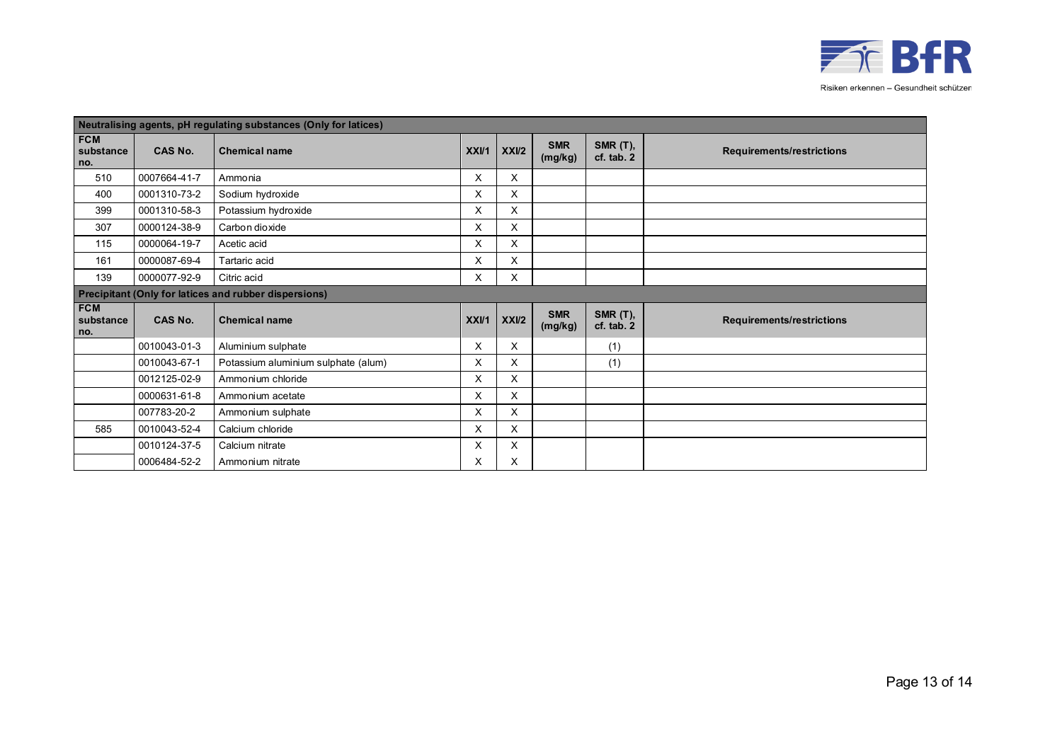| Neutralising agents, pH regulating substances (Only for latices) | | | | | | | |
|---|---|---|---|---|---|---|---|
| **FCM substance no.** | **CAS No.** | **Chemical name** | **XXI/1** | **XXI/2** | **SMR (mg/kg)** | **SMR (T), cf. tab. 2** | **Requirements/restrictions** |
| 510 | 0007664-41-7 | Ammonia | X | X | | | |
| 400 | 0001310-73-2 | Sodium hydroxide | X | X | | | |
| 399 | 0001310-58-3 | Potassium hydroxide | X | X | | | |
| 307 | 0000124-38-9 | Carbon dioxide | X | X | | | |
| 115 | 0000064-19-7 | Acetic acid | X | X | | | |
| 161 | 0000087-69-4 | Tartaric acid | X | X | | | |
| 139 | 0000077-92-9 | Citric acid | X | X | | | |
| **Precipitant (Only for latices and rubber dispersions)** | | | | | | | |
| **FCM substance no.** | **CAS No.** | **Chemical name** | **XXI/1** | **XXI/2** | **SMR (mg/kg)** | **SMR (T), cf. tab. 2** | **Requirements/restrictions** |
| | 0010043-01-3 | Aluminium sulphate | X | X | | (1) | |
| | 0010043-67-1 | Potassium aluminium sulphate (alum) | X | X | | (1) | |
| | 0012125-02-9 | Ammonium chloride | X | X | | | |
| | 0000631-61-8 | Ammonium acetate | X | X | | | |
| | 007783-20-2 | Ammonium sulphate | X | X | | | |
| 585 | 0010043-52-4 | Calcium chloride | X | X | | | |
| | 0010124-37-5 | Calcium nitrate | X | X | | | |
| | 0006484-52-2 | Ammonium nitrate | X | X | | | |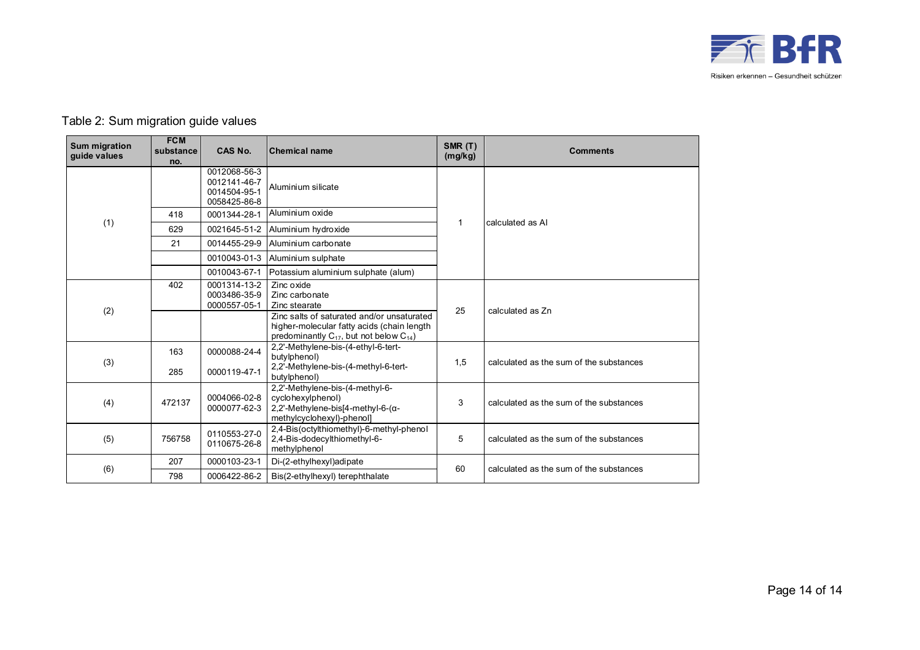Table 2: Sum migration guide values

| Sum migration guide values | FCM substance no. | CAS No. | Chemical name | SMR (T) (mg/kg) | Comments |
|---|---|---|---|---|---|
| (1) | | 0012068-56-3<br>0012141-46-7<br>0014504-95-1<br>0058425-86-8 | Aluminium silicate | 1 | calculated as Al |
| | 418 | 0001344-28-1 | Aluminium oxide | | |
| | 629 | 0021645-51-2 | Aluminium hydroxide | | |
| | 21 | 0014455-29-9 | Aluminium carbonate | | |
| | | 0010043-01-3 | Aluminium sulphate | | |
| | | 0010043-67-1 | Potassium aluminium sulphate (alum) | | |
| (2) | 402 | 0001314-13-2<br>0003486-35-9<br>0000557-05-1 | Zinc oxide<br>Zinc carbonate<br>Zinc stearate | 25 | calculated as Zn |
| | | | Zinc salts of saturated and/or unsaturated higher-molecular fatty acids (chain length predominantly $C_{17}$, but not below $C_{14}$) | | |
| (3) | 163 | 0000088-24-4 | 2,2'-Methylene-bis-(4-ethyl-6-tert-butylphenol) | 1,5 | calculated as the sum of the substances |
| | 285 | 0000119-47-1 | 2,2'-Methylene-bis-(4-methyl-6-tert-butylphenol) | | |
| (4) | 472137 | 0004066-02-8<br>0000077-62-3 | 2,2'-Methylene-bis-(4-methyl-6-cyclohexylphenol)<br>2,2'-Methylene-bis[4-methyl-6-(α-methylcyclohexyl)-phenol] | 3 | calculated as the sum of the substances |
| (5) | 756758 | 0110553-27-0<br>0110675-26-8 | 2,4-Bis(octylthiomethyl)-6-methyl-phenol<br>2,4-Bis-dodecylthiomethyl-6-methylphenol | 5 | calculated as the sum of the substances |
| (6) | 207 | 0000103-23-1 | Di-(2-ethylhexyl)adipate | 60 | calculated as the sum of the substances |
| | 798 | 0006422-86-2 | Bis(2-ethylhexyl) terephthalate | | |